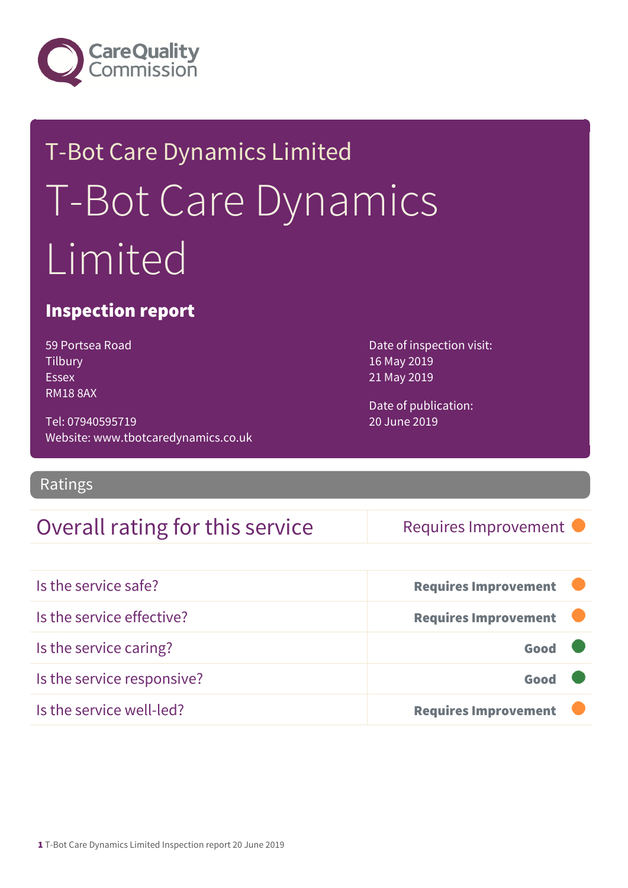Care Quality Commission

# T-Bot Care Dynamics Limited

# T-Bot Care Dynamics Limited

## Inspection report

59 Portsea Road
Tilbury
Essex
RM18 8AX

Tel: 07940595719
Website: www.tbotcaredynamics.co.uk

Date of inspection visit:
16 May 2019
21 May 2019

Date of publication:
20 June 2019

## Ratings

| Overall rating for this service | Requires Improvement |
|---|---|

| | |
|---|---|
| Is the service safe? | **Requires Improvement** |
| Is the service effective? | **Requires Improvement** |
| Is the service caring? | **Good** |
| Is the service responsive? | **Good** |
| Is the service well-led? | **Requires Improvement** |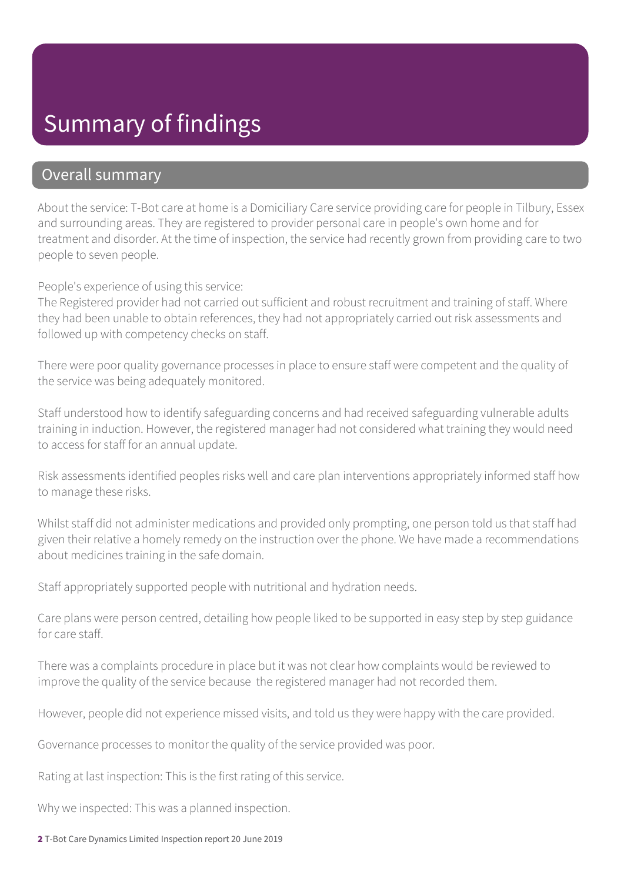# Summary of findings

## Overall summary

About the service: T-Bot care at home is a Domiciliary Care service providing care for people in Tilbury, Essex and surrounding areas. They are registered to provider personal care in people's own home and for treatment and disorder. At the time of inspection, the service had recently grown from providing care to two people to seven people.

People's experience of using this service:
The Registered provider had not carried out sufficient and robust recruitment and training of staff. Where they had been unable to obtain references, they had not appropriately carried out risk assessments and followed up with competency checks on staff.

There were poor quality governance processes in place to ensure staff were competent and the quality of the service was being adequately monitored.

Staff understood how to identify safeguarding concerns and had received safeguarding vulnerable adults training in induction. However, the registered manager had not considered what training they would need to access for staff for an annual update.

Risk assessments identified peoples risks well and care plan interventions appropriately informed staff how to manage these risks.

Whilst staff did not administer medications and provided only prompting, one person told us that staff had given their relative a homely remedy on the instruction over the phone. We have made a recommendations about medicines training in the safe domain.

Staff appropriately supported people with nutritional and hydration needs.

Care plans were person centred, detailing how people liked to be supported in easy step by step guidance for care staff.

There was a complaints procedure in place but it was not clear how complaints would be reviewed to improve the quality of the service because the registered manager had not recorded them.

However, people did not experience missed visits, and told us they were happy with the care provided.

Governance processes to monitor the quality of the service provided was poor.

Rating at last inspection: This is the first rating of this service.

Why we inspected: This was a planned inspection.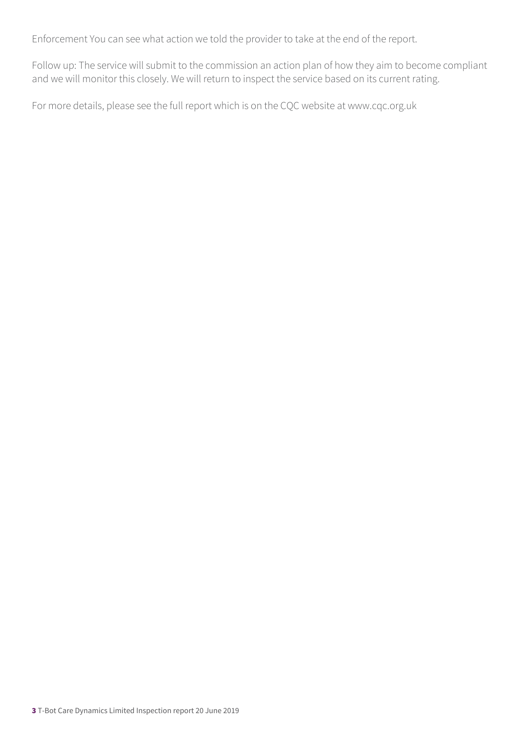Enforcement You can see what action we told the provider to take at the end of the report.

Follow up: The service will submit to the commission an action plan of how they aim to become compliant and we will monitor this closely. We will return to inspect the service based on its current rating.

For more details, please see the full report which is on the CQC website at www.cqc.org.uk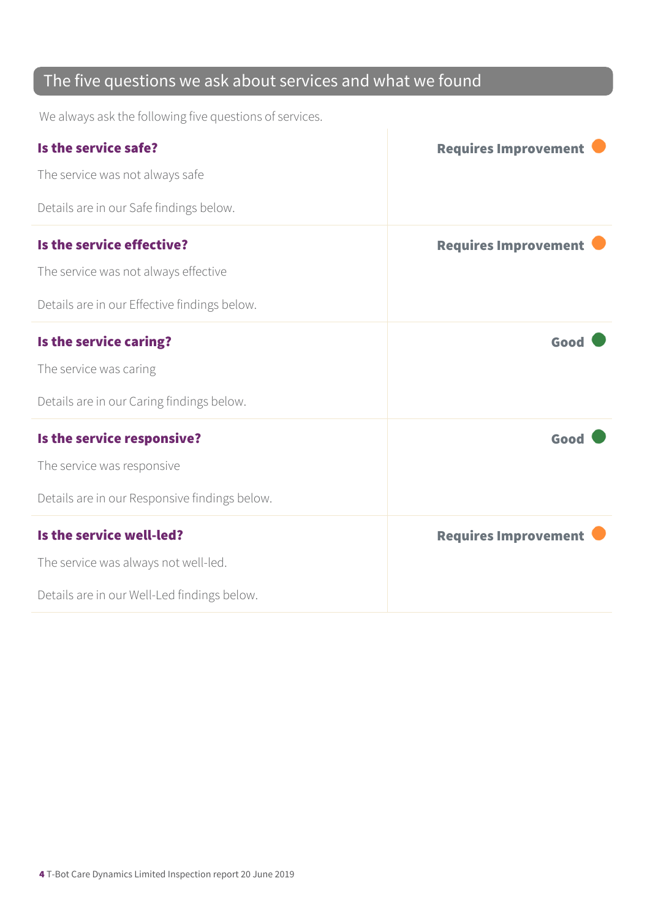## The five questions we ask about services and what we found

We always ask the following five questions of services.

| | |
|---|---|
| **Is the service safe?**<br><br>The service was not always safe<br><br>Details are in our Safe findings below. | **Requires Improvement** |
| **Is the service effective?**<br><br>The service was not always effective<br><br>Details are in our Effective findings below. | **Requires Improvement** |
| **Is the service caring?**<br><br>The service was caring<br><br>Details are in our Caring findings below. | **Good** |
| **Is the service responsive?**<br><br>The service was responsive<br><br>Details are in our Responsive findings below. | **Good** |
| **Is the service well-led?**<br><br>The service was always not well-led.<br><br>Details are in our Well-Led findings below. | **Requires Improvement** |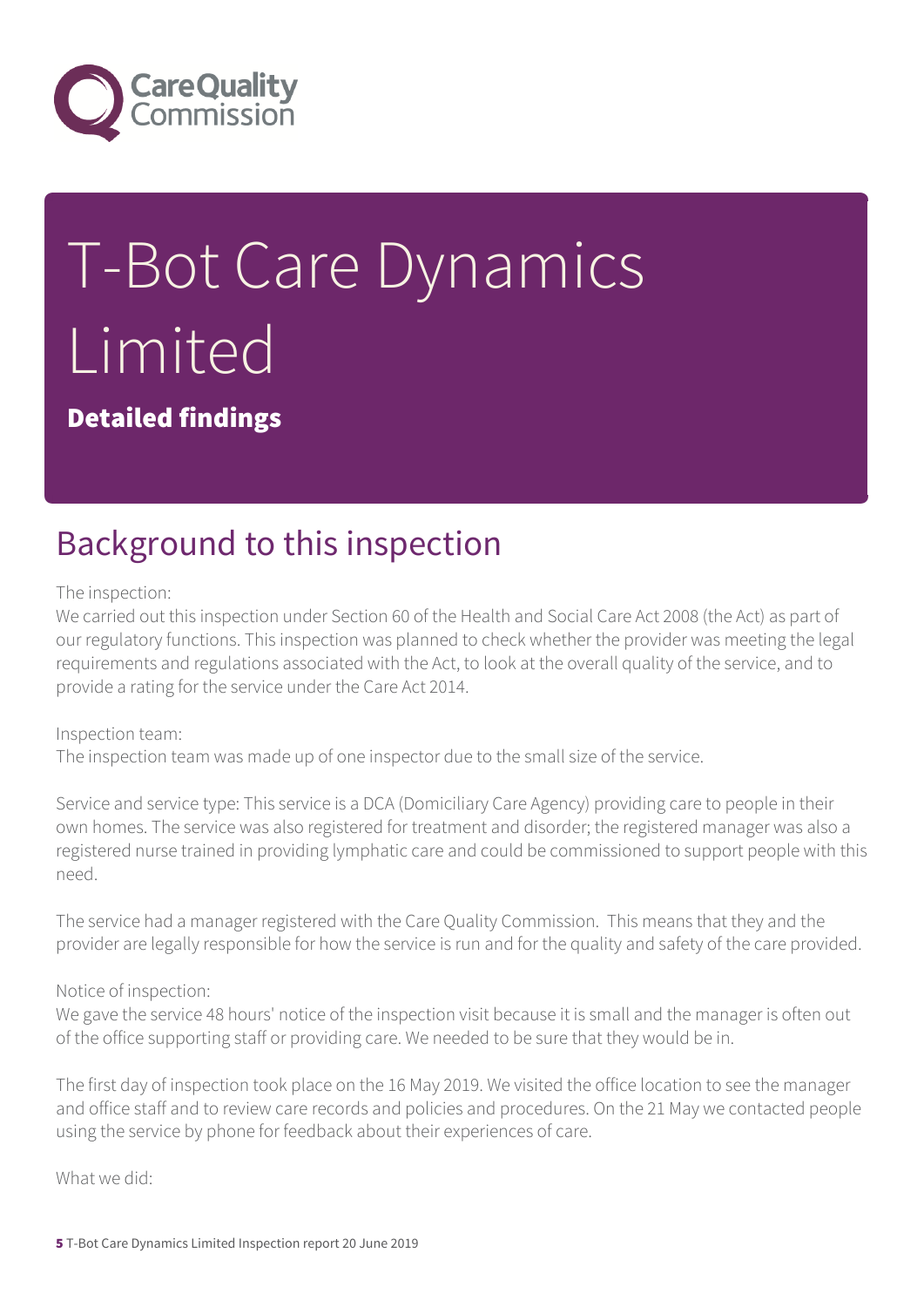# T-Bot Care Dynamics Limited

**Detailed findings**

## Background to this inspection

The inspection:
We carried out this inspection under Section 60 of the Health and Social Care Act 2008 (the Act) as part of our regulatory functions. This inspection was planned to check whether the provider was meeting the legal requirements and regulations associated with the Act, to look at the overall quality of the service, and to provide a rating for the service under the Care Act 2014.

Inspection team:
The inspection team was made up of one inspector due to the small size of the service.

Service and service type: This service is a DCA (Domiciliary Care Agency) providing care to people in their own homes. The service was also registered for treatment and disorder; the registered manager was also a registered nurse trained in providing lymphatic care and could be commissioned to support people with this need.

The service had a manager registered with the Care Quality Commission. This means that they and the provider are legally responsible for how the service is run and for the quality and safety of the care provided.

Notice of inspection:
We gave the service 48 hours' notice of the inspection visit because it is small and the manager is often out of the office supporting staff or providing care. We needed to be sure that they would be in.

The first day of inspection took place on the 16 May 2019. We visited the office location to see the manager and office staff and to review care records and policies and procedures. On the 21 May we contacted people using the service by phone for feedback about their experiences of care.

What we did: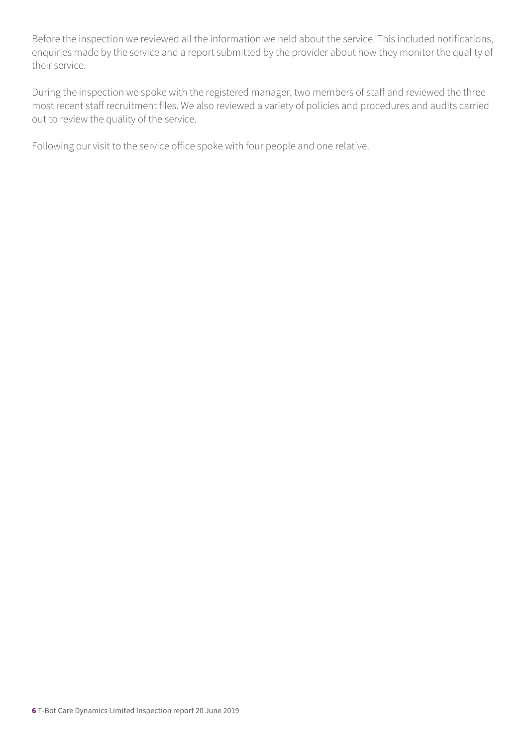Before the inspection we reviewed all the information we held about the service. This included notifications, enquiries made by the service and a report submitted by the provider about how they monitor the quality of their service.

During the inspection we spoke with the registered manager, two members of staff and reviewed the three most recent staff recruitment files. We also reviewed a variety of policies and procedures and audits carried out to review the quality of the service.

Following our visit to the service office spoke with four people and one relative.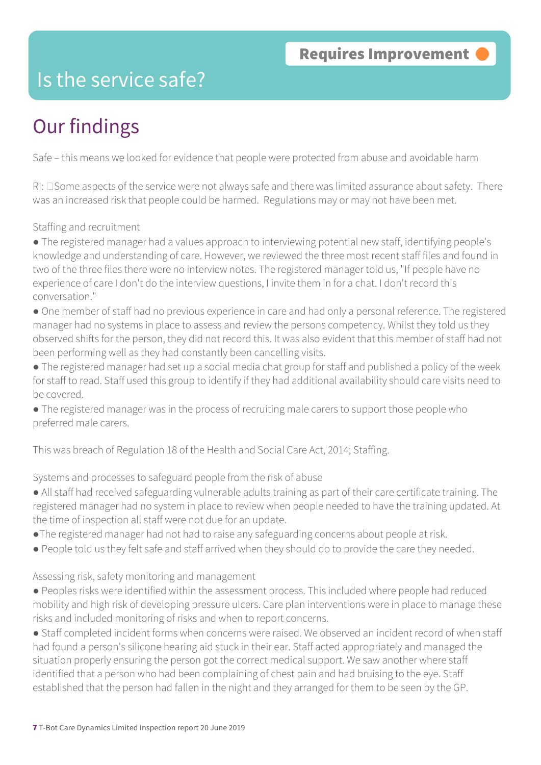Requires Improvement

# Is the service safe?

## Our findings

Safe – this means we looked for evidence that people were protected from abuse and avoidable harm

RI: Some aspects of the service were not always safe and there was limited assurance about safety. There was an increased risk that people could be harmed. Regulations may or may not have been met.

Staffing and recruitment

- The registered manager had a values approach to interviewing potential new staff, identifying people's knowledge and understanding of care. However, we reviewed the three most recent staff files and found in two of the three files there were no interview notes. The registered manager told us, "If people have no experience of care I don't do the interview questions, I invite them in for a chat. I don't record this conversation."
- One member of staff had no previous experience in care and had only a personal reference. The registered manager had no systems in place to assess and review the persons competency. Whilst they told us they observed shifts for the person, they did not record this. It was also evident that this member of staff had not been performing well as they had constantly been cancelling visits.
- The registered manager had set up a social media chat group for staff and published a policy of the week for staff to read. Staff used this group to identify if they had additional availability should care visits need to be covered.
- The registered manager was in the process of recruiting male carers to support those people who preferred male carers.

This was breach of Regulation 18 of the Health and Social Care Act, 2014; Staffing.

Systems and processes to safeguard people from the risk of abuse

- All staff had received safeguarding vulnerable adults training as part of their care certificate training. The registered manager had no system in place to review when people needed to have the training updated. At the time of inspection all staff were not due for an update.
- The registered manager had not had to raise any safeguarding concerns about people at risk.
- People told us they felt safe and staff arrived when they should do to provide the care they needed.

Assessing risk, safety monitoring and management

- Peoples risks were identified within the assessment process. This included where people had reduced mobility and high risk of developing pressure ulcers. Care plan interventions were in place to manage these risks and included monitoring of risks and when to report concerns.
- Staff completed incident forms when concerns were raised. We observed an incident record of when staff had found a person's silicone hearing aid stuck in their ear. Staff acted appropriately and managed the situation properly ensuring the person got the correct medical support. We saw another where staff identified that a person who had been complaining of chest pain and had bruising to the eye. Staff established that the person had fallen in the night and they arranged for them to be seen by the GP.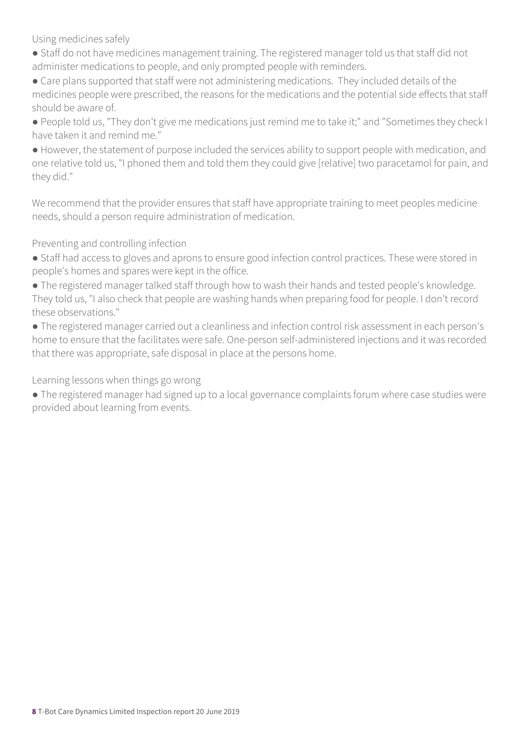### Using medicines safely

- Staff do not have medicines management training. The registered manager told us that staff did not administer medications to people, and only prompted people with reminders.
- Care plans supported that staff were not administering medications. They included details of the medicines people were prescribed, the reasons for the medications and the potential side effects that staff should be aware of.
- People told us, "They don't give me medications just remind me to take it;" and "Sometimes they check I have taken it and remind me."
- However, the statement of purpose included the services ability to support people with medication, and one relative told us, "I phoned them and told them they could give [relative] two paracetamol for pain, and they did."

We recommend that the provider ensures that staff have appropriate training to meet peoples medicine needs, should a person require administration of medication.

### Preventing and controlling infection

- Staff had access to gloves and aprons to ensure good infection control practices. These were stored in people's homes and spares were kept in the office.
- The registered manager talked staff through how to wash their hands and tested people's knowledge. They told us, "I also check that people are washing hands when preparing food for people. I don't record these observations."
- The registered manager carried out a cleanliness and infection control risk assessment in each person's home to ensure that the facilitates were safe. One-person self-administered injections and it was recorded that there was appropriate, safe disposal in place at the persons home.

### Learning lessons when things go wrong

- The registered manager had signed up to a local governance complaints forum where case studies were provided about learning from events.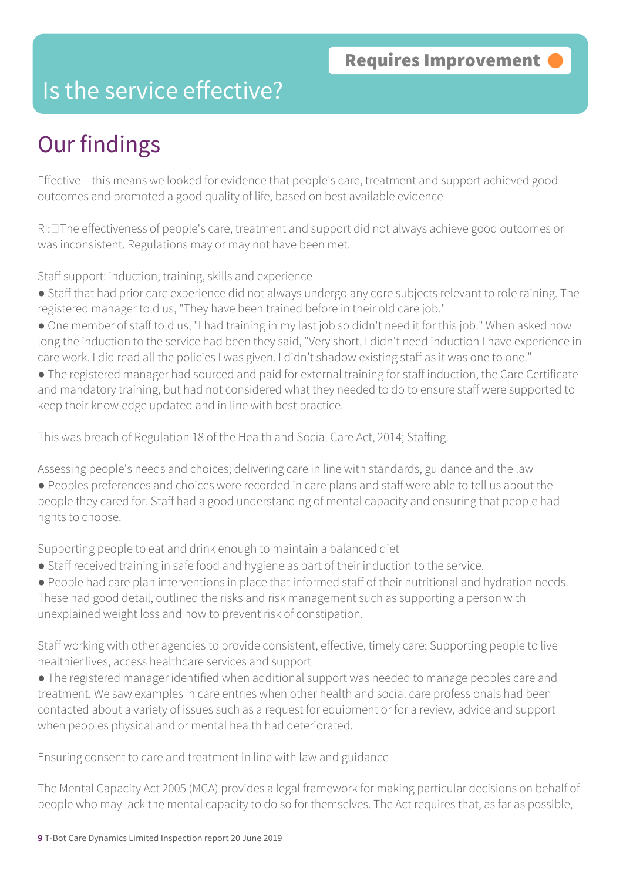Requires Improvement

# Is the service effective?

## Our findings

Effective – this means we looked for evidence that people's care, treatment and support achieved good outcomes and promoted a good quality of life, based on best available evidence

RI:The effectiveness of people's care, treatment and support did not always achieve good outcomes or was inconsistent. Regulations may or may not have been met.

Staff support: induction, training, skills and experience

- Staff that had prior care experience did not always undergo any core subjects relevant to role raining. The registered manager told us, "They have been trained before in their old care job."
- One member of staff told us, "I had training in my last job so didn't need it for this job." When asked how long the induction to the service had been they said, "Very short, I didn't need induction I have experience in care work. I did read all the policies I was given. I didn't shadow existing staff as it was one to one."
- The registered manager had sourced and paid for external training for staff induction, the Care Certificate and mandatory training, but had not considered what they needed to do to ensure staff were supported to keep their knowledge updated and in line with best practice.

This was breach of Regulation 18 of the Health and Social Care Act, 2014; Staffing.

Assessing people's needs and choices; delivering care in line with standards, guidance and the law

- Peoples preferences and choices were recorded in care plans and staff were able to tell us about the people they cared for. Staff had a good understanding of mental capacity and ensuring that people had rights to choose.

Supporting people to eat and drink enough to maintain a balanced diet

- Staff received training in safe food and hygiene as part of their induction to the service.
- People had care plan interventions in place that informed staff of their nutritional and hydration needs. These had good detail, outlined the risks and risk management such as supporting a person with unexplained weight loss and how to prevent risk of constipation.

Staff working with other agencies to provide consistent, effective, timely care; Supporting people to live healthier lives, access healthcare services and support

- The registered manager identified when additional support was needed to manage peoples care and treatment. We saw examples in care entries when other health and social care professionals had been contacted about a variety of issues such as a request for equipment or for a review, advice and support when peoples physical and or mental health had deteriorated.

Ensuring consent to care and treatment in line with law and guidance

The Mental Capacity Act 2005 (MCA) provides a legal framework for making particular decisions on behalf of people who may lack the mental capacity to do so for themselves. The Act requires that, as far as possible,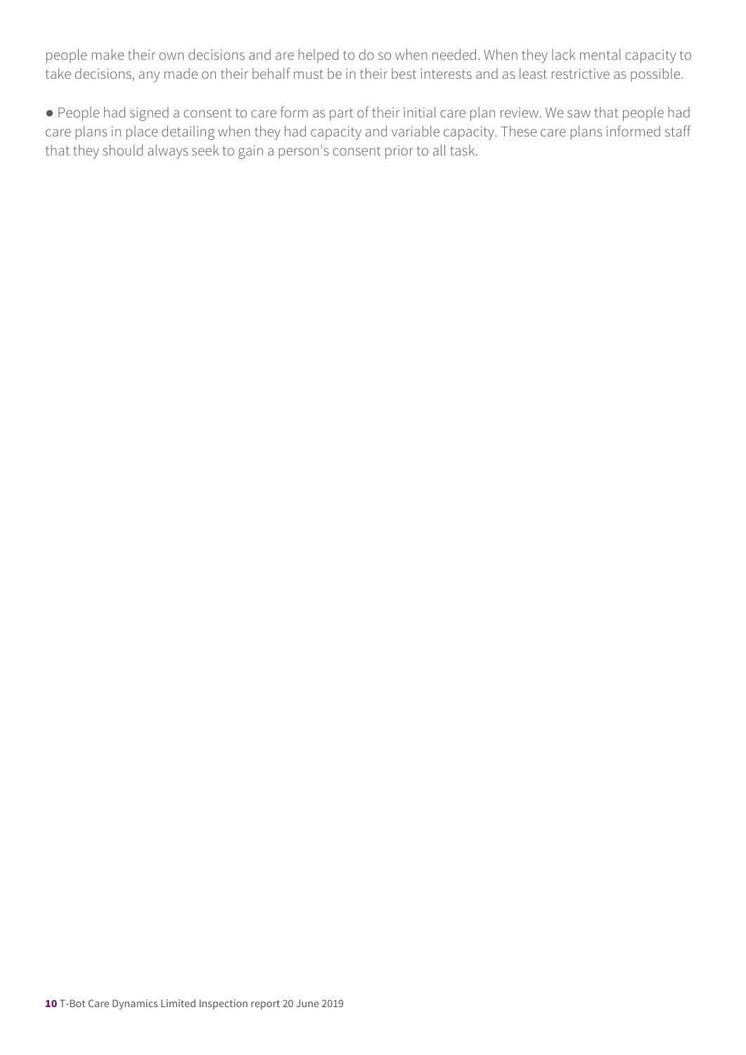people make their own decisions and are helped to do so when needed. When they lack mental capacity to take decisions, any made on their behalf must be in their best interests and as least restrictive as possible.

- People had signed a consent to care form as part of their initial care plan review. We saw that people had care plans in place detailing when they had capacity and variable capacity. These care plans informed staff that they should always seek to gain a person's consent prior to all task.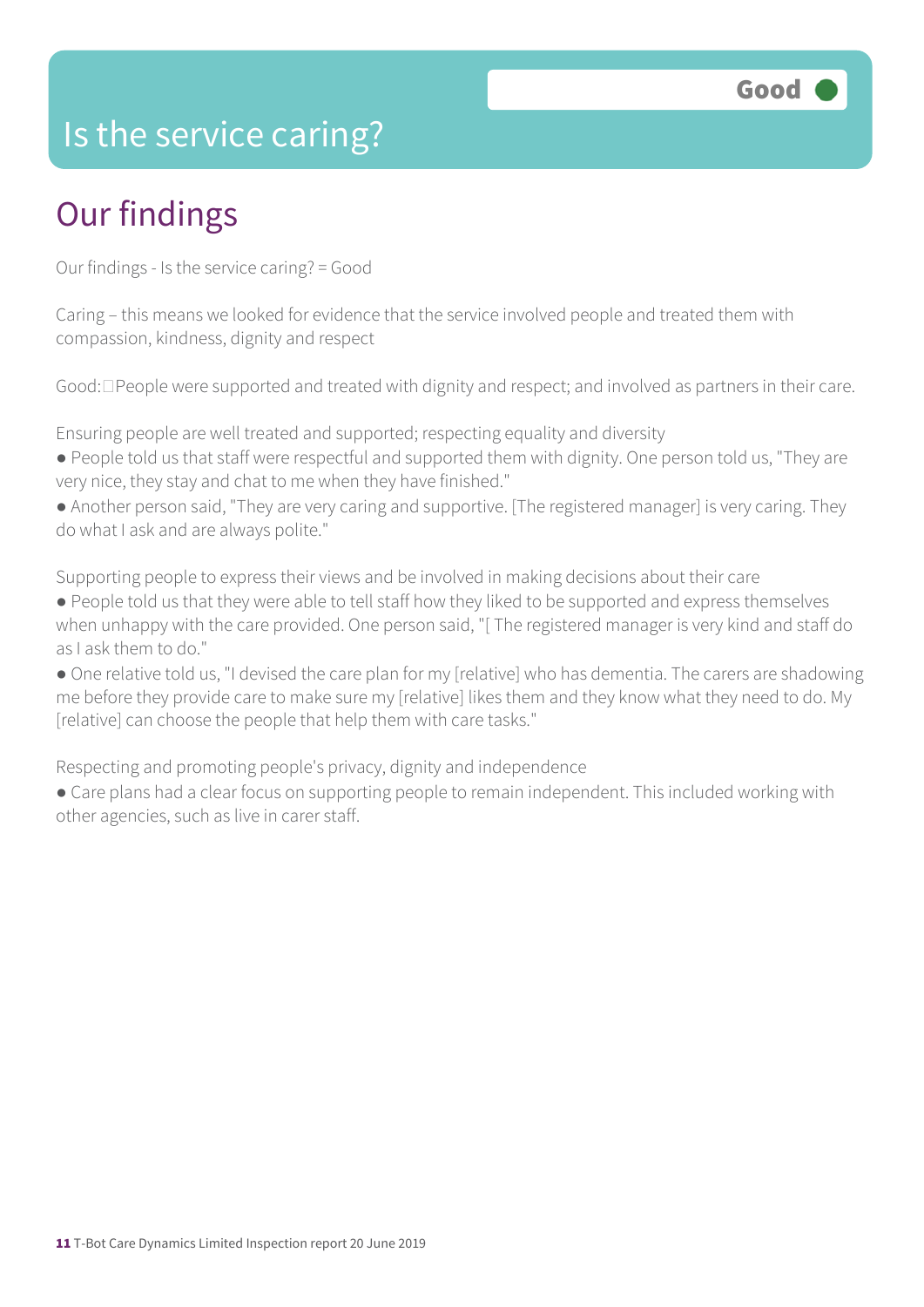# Is the service caring?

Good

## Our findings

Our findings - Is the service caring? = Good

Caring – this means we looked for evidence that the service involved people and treated them with compassion, kindness, dignity and respect

Good: People were supported and treated with dignity and respect; and involved as partners in their care.

Ensuring people are well treated and supported; respecting equality and diversity

- People told us that staff were respectful and supported them with dignity. One person told us, "They are very nice, they stay and chat to me when they have finished."
- Another person said, "They are very caring and supportive. [The registered manager] is very caring. They do what I ask and are always polite."

Supporting people to express their views and be involved in making decisions about their care

- People told us that they were able to tell staff how they liked to be supported and express themselves when unhappy with the care provided. One person said, "[ The registered manager is very kind and staff do as I ask them to do."
- One relative told us, "I devised the care plan for my [relative] who has dementia. The carers are shadowing me before they provide care to make sure my [relative] likes them and they know what they need to do. My [relative] can choose the people that help them with care tasks."

Respecting and promoting people's privacy, dignity and independence

- Care plans had a clear focus on supporting people to remain independent. This included working with other agencies, such as live in carer staff.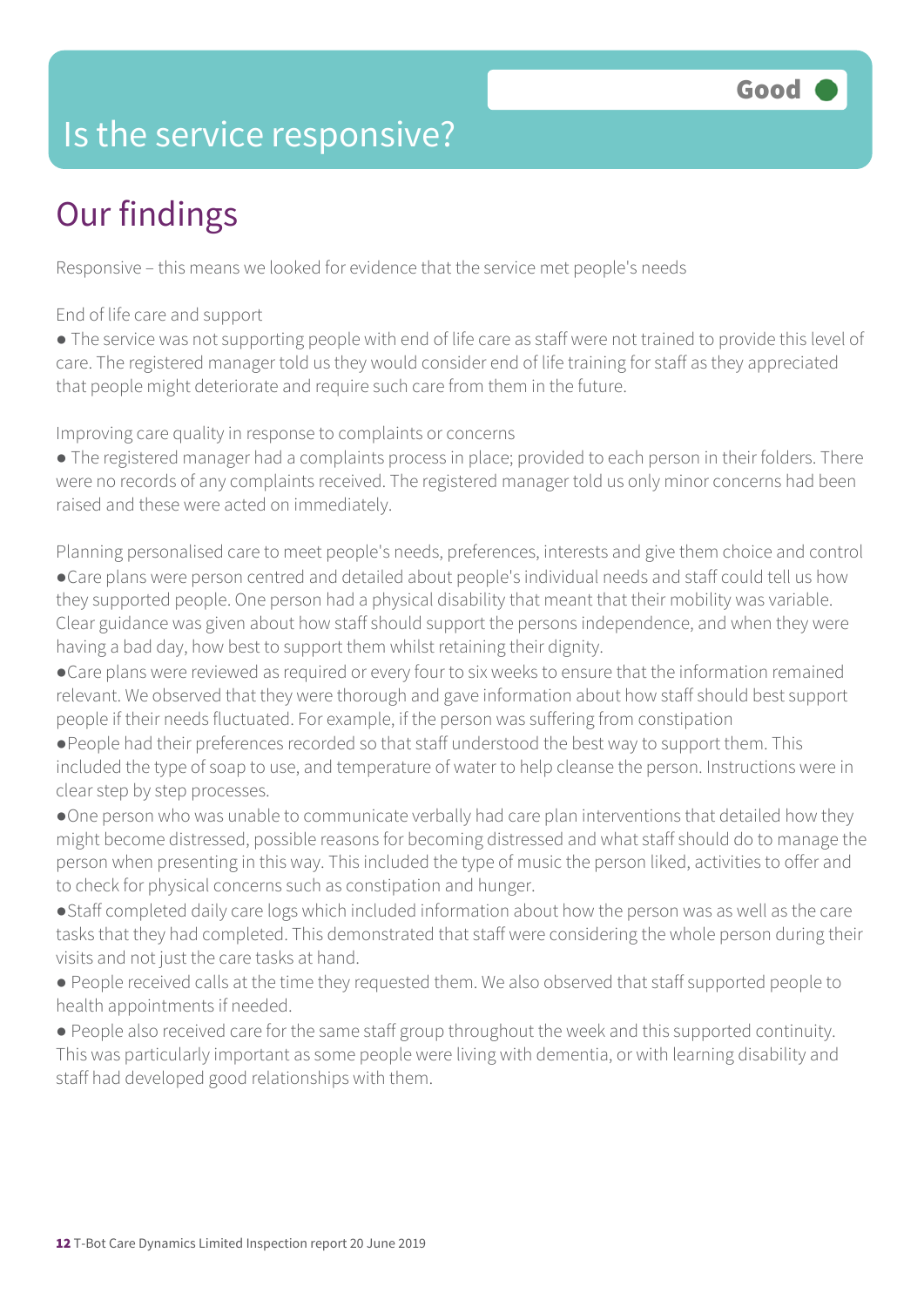Good

# Is the service responsive?

## Our findings

Responsive – this means we looked for evidence that the service met people's needs

End of life care and support

- The service was not supporting people with end of life care as staff were not trained to provide this level of care. The registered manager told us they would consider end of life training for staff as they appreciated that people might deteriorate and require such care from them in the future.

Improving care quality in response to complaints or concerns

- The registered manager had a complaints process in place; provided to each person in their folders. There were no records of any complaints received. The registered manager told us only minor concerns had been raised and these were acted on immediately.

Planning personalised care to meet people's needs, preferences, interests and give them choice and control

- Care plans were person centred and detailed about people's individual needs and staff could tell us how they supported people. One person had a physical disability that meant that their mobility was variable. Clear guidance was given about how staff should support the persons independence, and when they were having a bad day, how best to support them whilst retaining their dignity.
- Care plans were reviewed as required or every four to six weeks to ensure that the information remained relevant. We observed that they were thorough and gave information about how staff should best support people if their needs fluctuated. For example, if the person was suffering from constipation
- People had their preferences recorded so that staff understood the best way to support them. This included the type of soap to use, and temperature of water to help cleanse the person. Instructions were in clear step by step processes.
- One person who was unable to communicate verbally had care plan interventions that detailed how they might become distressed, possible reasons for becoming distressed and what staff should do to manage the person when presenting in this way. This included the type of music the person liked, activities to offer and to check for physical concerns such as constipation and hunger.
- Staff completed daily care logs which included information about how the person was as well as the care tasks that they had completed. This demonstrated that staff were considering the whole person during their visits and not just the care tasks at hand.
- People received calls at the time they requested them. We also observed that staff supported people to health appointments if needed.
- People also received care for the same staff group throughout the week and this supported continuity. This was particularly important as some people were living with dementia, or with learning disability and staff had developed good relationships with them.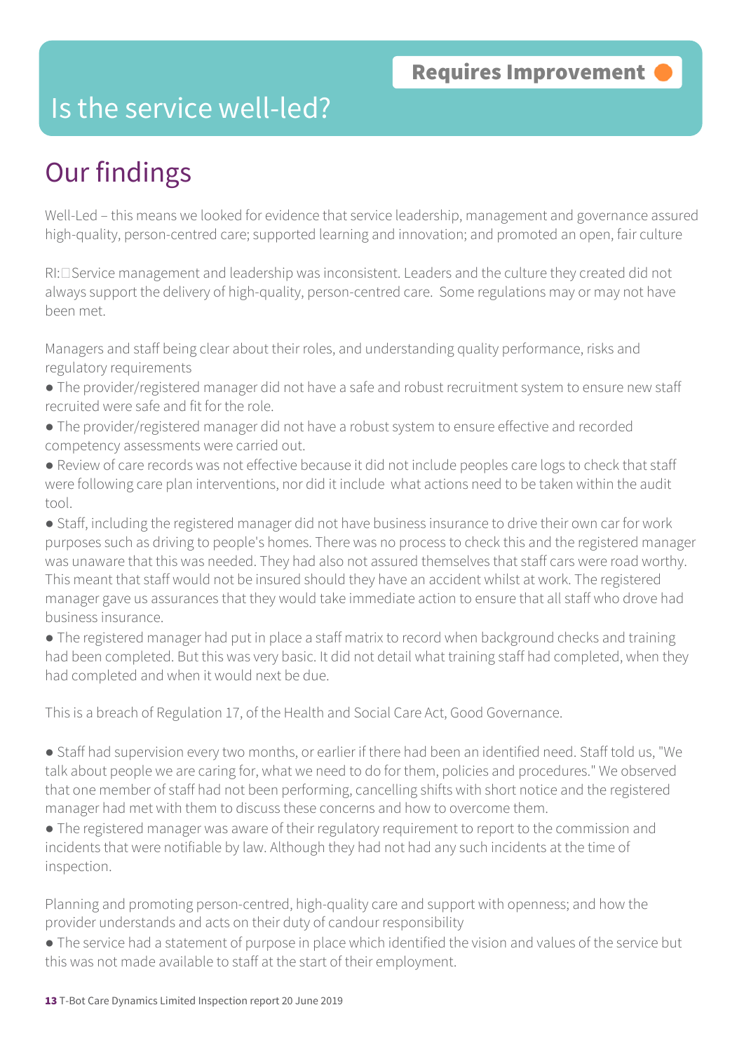Requires Improvement

# Is the service well-led?

## Our findings

Well-Led – this means we looked for evidence that service leadership, management and governance assured high-quality, person-centred care; supported learning and innovation; and promoted an open, fair culture

RI:Service management and leadership was inconsistent. Leaders and the culture they created did not always support the delivery of high-quality, person-centred care. Some regulations may or may not have been met.

Managers and staff being clear about their roles, and understanding quality performance, risks and regulatory requirements

- The provider/registered manager did not have a safe and robust recruitment system to ensure new staff recruited were safe and fit for the role.
- The provider/registered manager did not have a robust system to ensure effective and recorded competency assessments were carried out.
- Review of care records was not effective because it did not include peoples care logs to check that staff were following care plan interventions, nor did it include what actions need to be taken within the audit tool.
- Staff, including the registered manager did not have business insurance to drive their own car for work purposes such as driving to people's homes. There was no process to check this and the registered manager was unaware that this was needed. They had also not assured themselves that staff cars were road worthy. This meant that staff would not be insured should they have an accident whilst at work. The registered manager gave us assurances that they would take immediate action to ensure that all staff who drove had business insurance.
- The registered manager had put in place a staff matrix to record when background checks and training had been completed. But this was very basic. It did not detail what training staff had completed, when they had completed and when it would next be due.

This is a breach of Regulation 17, of the Health and Social Care Act, Good Governance.

- Staff had supervision every two months, or earlier if there had been an identified need. Staff told us, "We talk about people we are caring for, what we need to do for them, policies and procedures." We observed that one member of staff had not been performing, cancelling shifts with short notice and the registered manager had met with them to discuss these concerns and how to overcome them.
- The registered manager was aware of their regulatory requirement to report to the commission and incidents that were notifiable by law. Although they had not had any such incidents at the time of inspection.

Planning and promoting person-centred, high-quality care and support with openness; and how the provider understands and acts on their duty of candour responsibility

- The service had a statement of purpose in place which identified the vision and values of the service but this was not made available to staff at the start of their employment.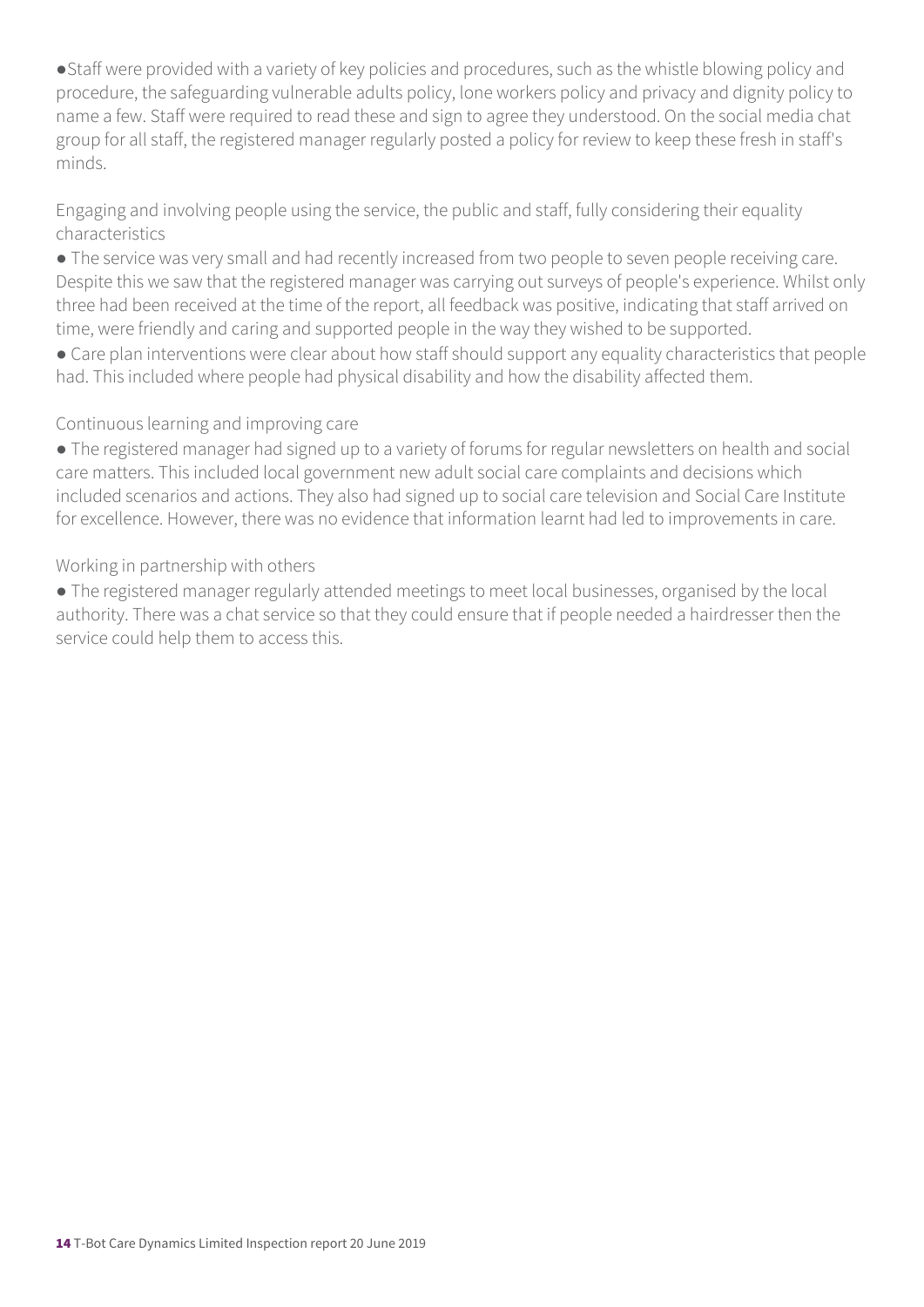- Staff were provided with a variety of key policies and procedures, such as the whistle blowing policy and procedure, the safeguarding vulnerable adults policy, lone workers policy and privacy and dignity policy to name a few. Staff were required to read these and sign to agree they understood. On the social media chat group for all staff, the registered manager regularly posted a policy for review to keep these fresh in staff's minds.

Engaging and involving people using the service, the public and staff, fully considering their equality characteristics

- The service was very small and had recently increased from two people to seven people receiving care. Despite this we saw that the registered manager was carrying out surveys of people's experience. Whilst only three had been received at the time of the report, all feedback was positive, indicating that staff arrived on time, were friendly and caring and supported people in the way they wished to be supported.
- Care plan interventions were clear about how staff should support any equality characteristics that people had. This included where people had physical disability and how the disability affected them.

Continuous learning and improving care

- The registered manager had signed up to a variety of forums for regular newsletters on health and social care matters. This included local government new adult social care complaints and decisions which included scenarios and actions. They also had signed up to social care television and Social Care Institute for excellence. However, there was no evidence that information learnt had led to improvements in care.

Working in partnership with others

- The registered manager regularly attended meetings to meet local businesses, organised by the local authority. There was a chat service so that they could ensure that if people needed a hairdresser then the service could help them to access this.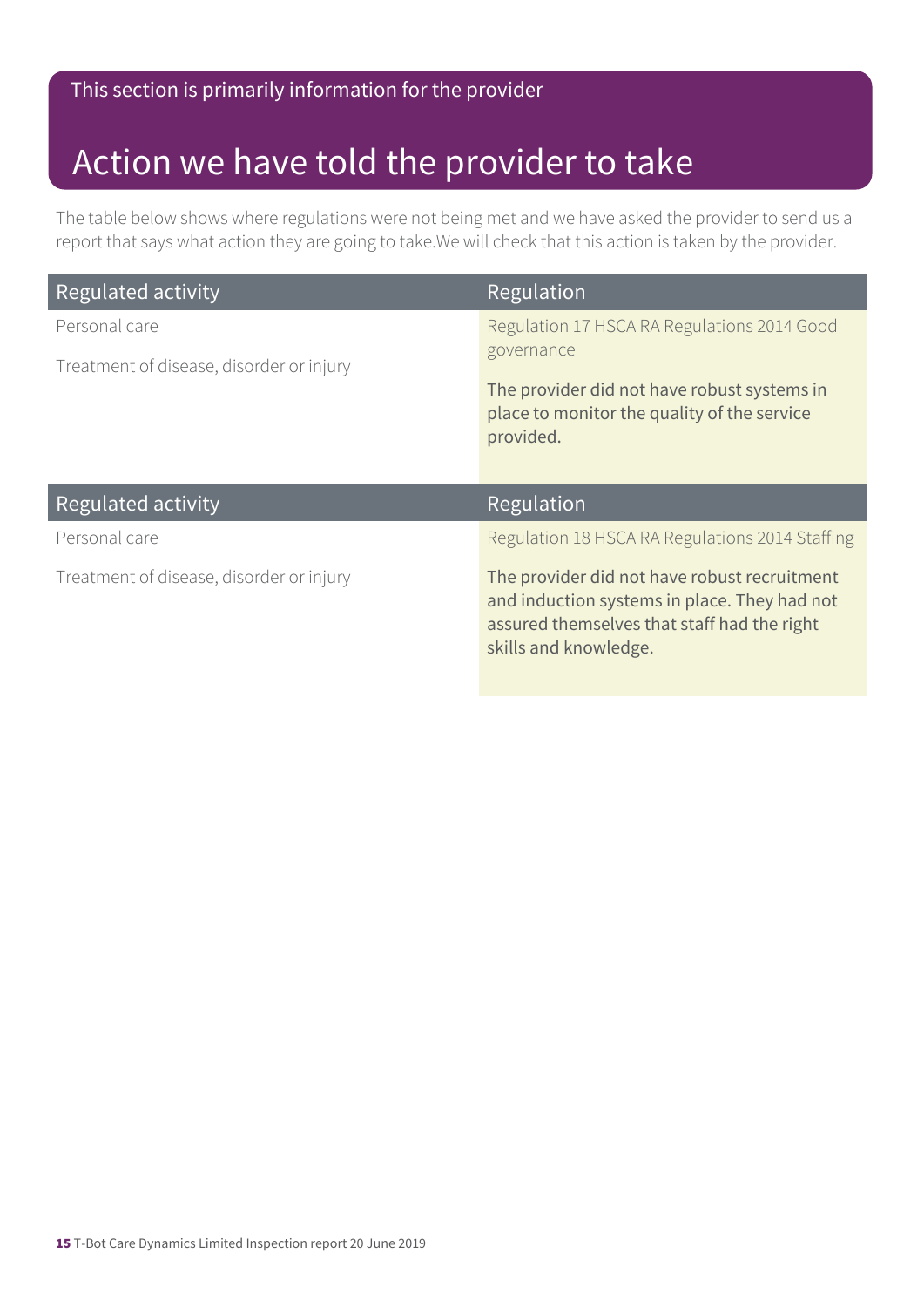This section is primarily information for the provider

# Action we have told the provider to take

The table below shows where regulations were not being met and we have asked the provider to send us a report that says what action they are going to take.We will check that this action is taken by the provider.

| Regulated activity | Regulation |
| --- | --- |
| Personal care<br><br>Treatment of disease, disorder or injury | Regulation 17 HSCA RA Regulations 2014 Good governance<br><br>The provider did not have robust systems in place to monitor the quality of the service provided. |

| Regulated activity | Regulation |
| --- | --- |
| Personal care<br><br>Treatment of disease, disorder or injury | Regulation 18 HSCA RA Regulations 2014 Staffing<br><br>The provider did not have robust recruitment and induction systems in place. They had not assured themselves that staff had the right skills and knowledge. |